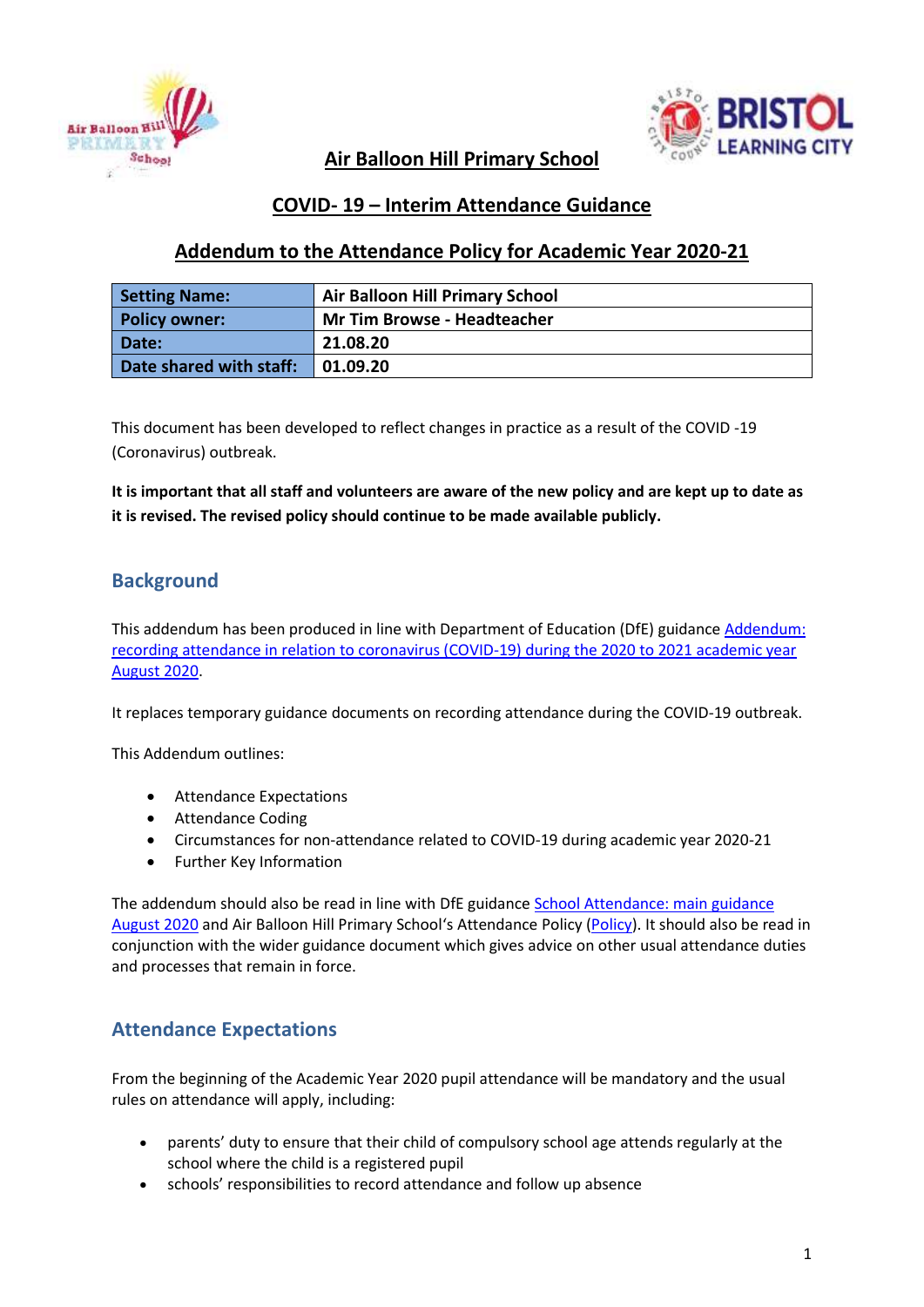# Air Balloon Hill Primary School

## COVID- 19 – Interim Attendance Guidance

## Addendum to the Attendance Policy for Academic Year 2020-21

| Setting Name: | Air Balloon Hill Primary School |
|---|---|
| Policy owner: | Mr Tim Browse - Headteacher |
| Date: | 21.08.20 |
| Date shared with staff: | 01.09.20 |

This document has been developed to reflect changes in practice as a result of the COVID -19 (Coronavirus) outbreak.

**It is important that all staff and volunteers are aware of the new policy and are kept up to date as it is revised. The revised policy should continue to be made available publicly.**

## Background

This addendum has been produced in line with Department of Education (DfE) guidance Addendum: recording attendance in relation to coronavirus (COVID-19) during the 2020 to 2021 academic year August 2020.

It replaces temporary guidance documents on recording attendance during the COVID-19 outbreak.

This Addendum outlines:

- Attendance Expectations
- Attendance Coding
- Circumstances for non-attendance related to COVID-19 during academic year 2020-21
- Further Key Information

The addendum should also be read in line with DfE guidance School Attendance: main guidance August 2020 and Air Balloon Hill Primary School's Attendance Policy (Policy). It should also be read in conjunction with the wider guidance document which gives advice on other usual attendance duties and processes that remain in force.

## Attendance Expectations

From the beginning of the Academic Year 2020 pupil attendance will be mandatory and the usual rules on attendance will apply, including:

- parents' duty to ensure that their child of compulsory school age attends regularly at the school where the child is a registered pupil
- schools' responsibilities to record attendance and follow up absence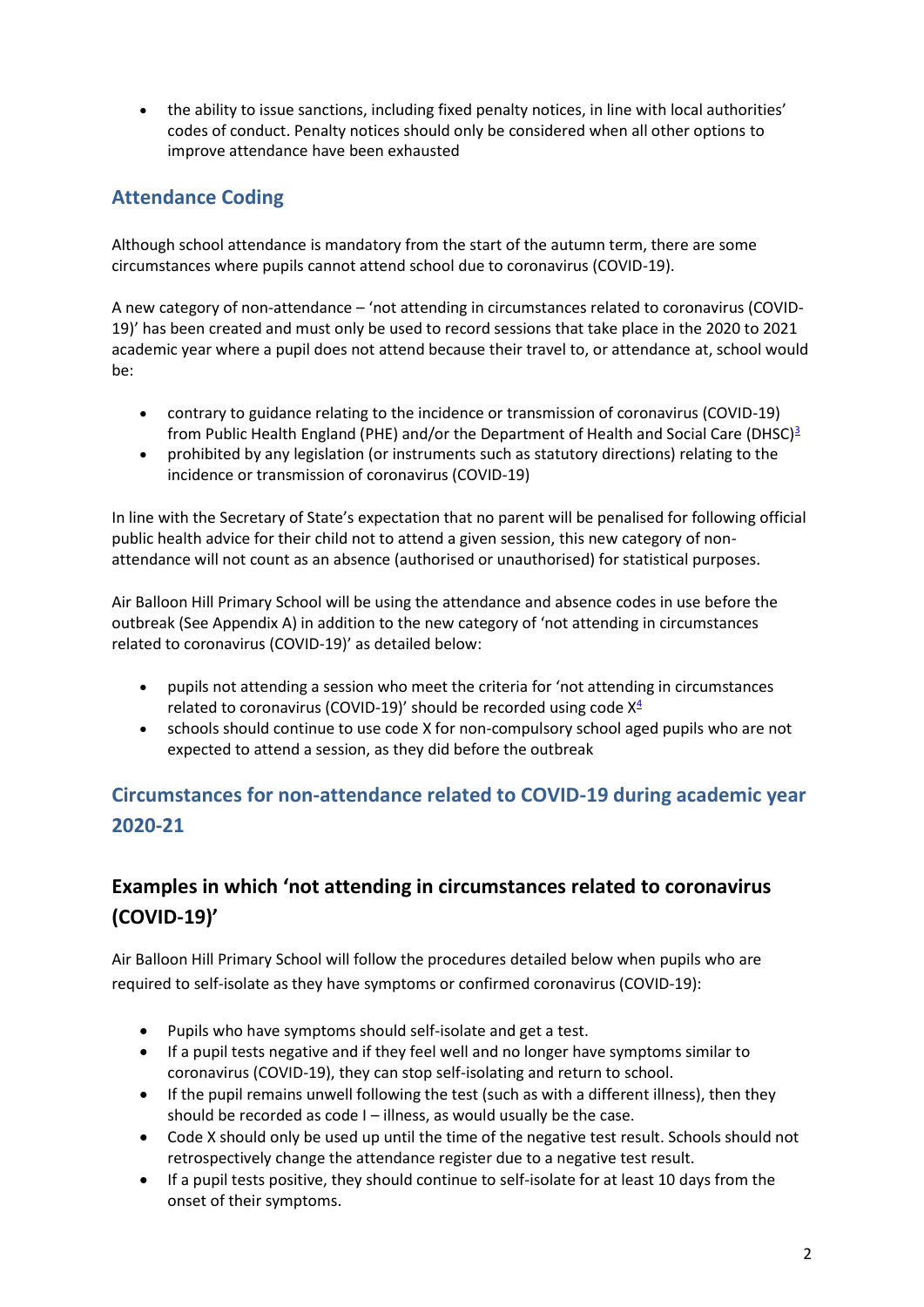- the ability to issue sanctions, including fixed penalty notices, in line with local authorities' codes of conduct. Penalty notices should only be considered when all other options to improve attendance have been exhausted

## Attendance Coding

Although school attendance is mandatory from the start of the autumn term, there are some circumstances where pupils cannot attend school due to coronavirus (COVID-19).

A new category of non-attendance – 'not attending in circumstances related to coronavirus (COVID-19)' has been created and must only be used to record sessions that take place in the 2020 to 2021 academic year where a pupil does not attend because their travel to, or attendance at, school would be:

- contrary to guidance relating to the incidence or transmission of coronavirus (COVID-19) from Public Health England (PHE) and/or the Department of Health and Social Care (DHSC)[3]
- prohibited by any legislation (or instruments such as statutory directions) relating to the incidence or transmission of coronavirus (COVID-19)

In line with the Secretary of State's expectation that no parent will be penalised for following official public health advice for their child not to attend a given session, this new category of non-attendance will not count as an absence (authorised or unauthorised) for statistical purposes.

Air Balloon Hill Primary School will be using the attendance and absence codes in use before the outbreak (See Appendix A) in addition to the new category of 'not attending in circumstances related to coronavirus (COVID-19)' as detailed below:

- pupils not attending a session who meet the criteria for 'not attending in circumstances related to coronavirus (COVID-19)' should be recorded using code X[4]
- schools should continue to use code X for non-compulsory school aged pupils who are not expected to attend a session, as they did before the outbreak

## Circumstances for non-attendance related to COVID-19 during academic year 2020-21

### Examples in which 'not attending in circumstances related to coronavirus (COVID-19)'

Air Balloon Hill Primary School will follow the procedures detailed below when pupils who are required to self-isolate as they have symptoms or confirmed coronavirus (COVID-19):

- Pupils who have symptoms should self-isolate and get a test.
- If a pupil tests negative and if they feel well and no longer have symptoms similar to coronavirus (COVID-19), they can stop self-isolating and return to school.
- If the pupil remains unwell following the test (such as with a different illness), then they should be recorded as code I – illness, as would usually be the case.
- Code X should only be used up until the time of the negative test result. Schools should not retrospectively change the attendance register due to a negative test result.
- If a pupil tests positive, they should continue to self-isolate for at least 10 days from the onset of their symptoms.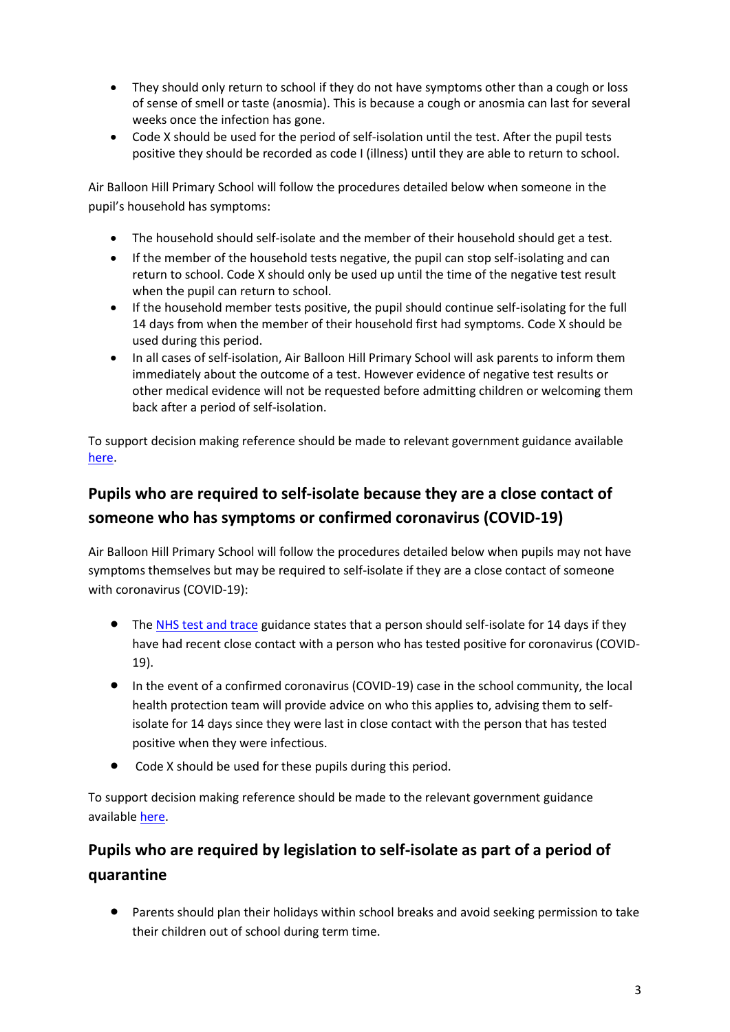- They should only return to school if they do not have symptoms other than a cough or loss of sense of smell or taste (anosmia). This is because a cough or anosmia can last for several weeks once the infection has gone.
- Code X should be used for the period of self-isolation until the test. After the pupil tests positive they should be recorded as code I (illness) until they are able to return to school.

Air Balloon Hill Primary School will follow the procedures detailed below when someone in the pupil's household has symptoms:

- The household should self-isolate and the member of their household should get a test.
- If the member of the household tests negative, the pupil can stop self-isolating and can return to school. Code X should only be used up until the time of the negative test result when the pupil can return to school.
- If the household member tests positive, the pupil should continue self-isolating for the full 14 days from when the member of their household first had symptoms. Code X should be used during this period.
- In all cases of self-isolation, Air Balloon Hill Primary School will ask parents to inform them immediately about the outcome of a test. However evidence of negative test results or other medical evidence will not be requested before admitting children or welcoming them back after a period of self-isolation.

To support decision making reference should be made to relevant government guidance available here.

## Pupils who are required to self-isolate because they are a close contact of someone who has symptoms or confirmed coronavirus (COVID-19)

Air Balloon Hill Primary School will follow the procedures detailed below when pupils may not have symptoms themselves but may be required to self-isolate if they are a close contact of someone with coronavirus (COVID-19):

- The NHS test and trace guidance states that a person should self-isolate for 14 days if they have had recent close contact with a person who has tested positive for coronavirus (COVID-19).
- In the event of a confirmed coronavirus (COVID-19) case in the school community, the local health protection team will provide advice on who this applies to, advising them to self-isolate for 14 days since they were last in close contact with the person that has tested positive when they were infectious.
- Code X should be used for these pupils during this period.

To support decision making reference should be made to the relevant government guidance available here.

## Pupils who are required by legislation to self-isolate as part of a period of quarantine

- Parents should plan their holidays within school breaks and avoid seeking permission to take their children out of school during term time.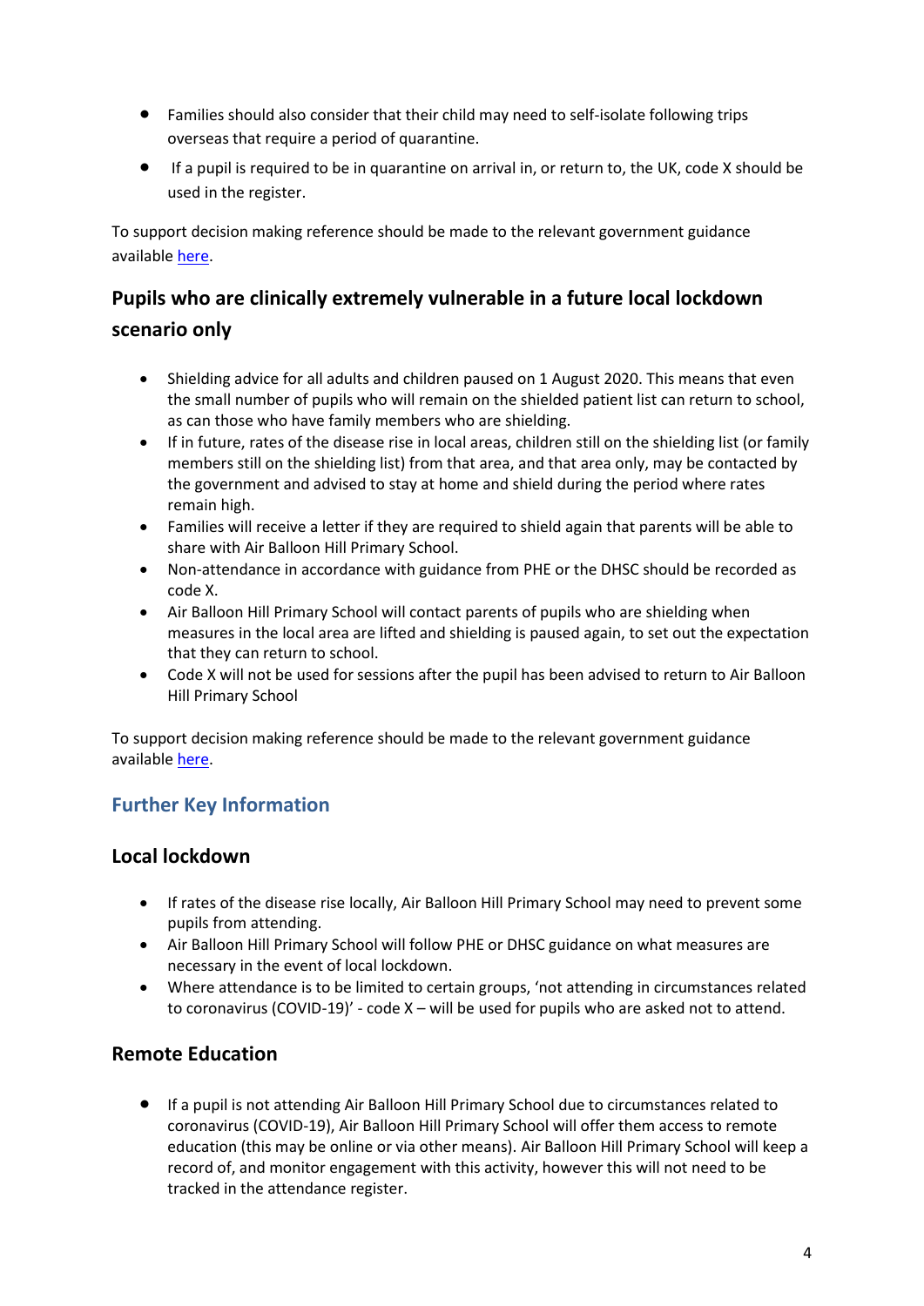- Families should also consider that their child may need to self-isolate following trips overseas that require a period of quarantine.
- If a pupil is required to be in quarantine on arrival in, or return to, the UK, code X should be used in the register.

To support decision making reference should be made to the relevant government guidance available here.

## Pupils who are clinically extremely vulnerable in a future local lockdown scenario only

- Shielding advice for all adults and children paused on 1 August 2020. This means that even the small number of pupils who will remain on the shielded patient list can return to school, as can those who have family members who are shielding.
- If in future, rates of the disease rise in local areas, children still on the shielding list (or family members still on the shielding list) from that area, and that area only, may be contacted by the government and advised to stay at home and shield during the period where rates remain high.
- Families will receive a letter if they are required to shield again that parents will be able to share with Air Balloon Hill Primary School.
- Non-attendance in accordance with guidance from PHE or the DHSC should be recorded as code X.
- Air Balloon Hill Primary School will contact parents of pupils who are shielding when measures in the local area are lifted and shielding is paused again, to set out the expectation that they can return to school.
- Code X will not be used for sessions after the pupil has been advised to return to Air Balloon Hill Primary School

To support decision making reference should be made to the relevant government guidance available here.

# Further Key Information

## Local lockdown

- If rates of the disease rise locally, Air Balloon Hill Primary School may need to prevent some pupils from attending.
- Air Balloon Hill Primary School will follow PHE or DHSC guidance on what measures are necessary in the event of local lockdown.
- Where attendance is to be limited to certain groups, 'not attending in circumstances related to coronavirus (COVID-19)' - code X – will be used for pupils who are asked not to attend.

## Remote Education

- If a pupil is not attending Air Balloon Hill Primary School due to circumstances related to coronavirus (COVID-19), Air Balloon Hill Primary School will offer them access to remote education (this may be online or via other means). Air Balloon Hill Primary School will keep a record of, and monitor engagement with this activity, however this will not need to be tracked in the attendance register.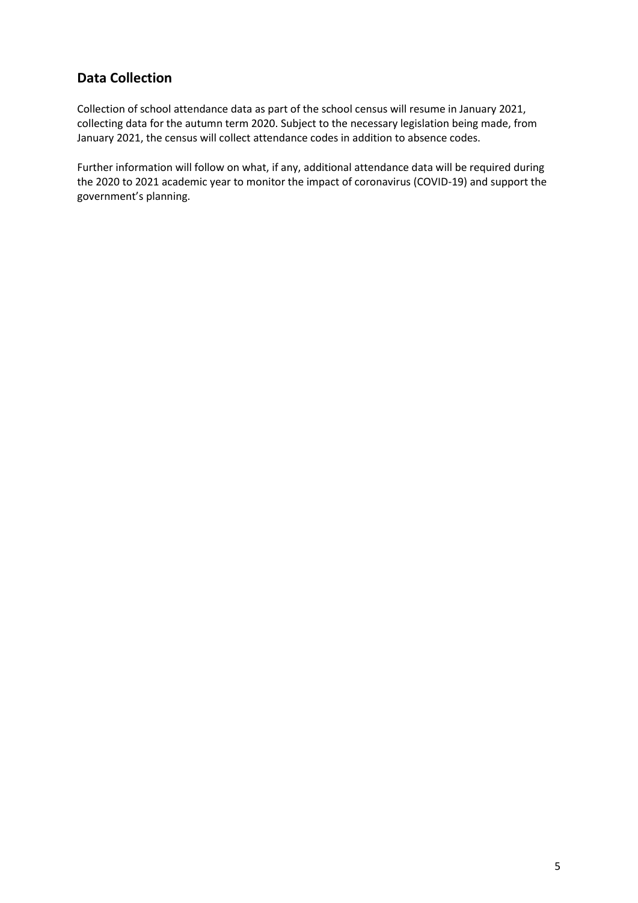## Data Collection

Collection of school attendance data as part of the school census will resume in January 2021, collecting data for the autumn term 2020. Subject to the necessary legislation being made, from January 2021, the census will collect attendance codes in addition to absence codes.

Further information will follow on what, if any, additional attendance data will be required during the 2020 to 2021 academic year to monitor the impact of coronavirus (COVID-19) and support the government's planning.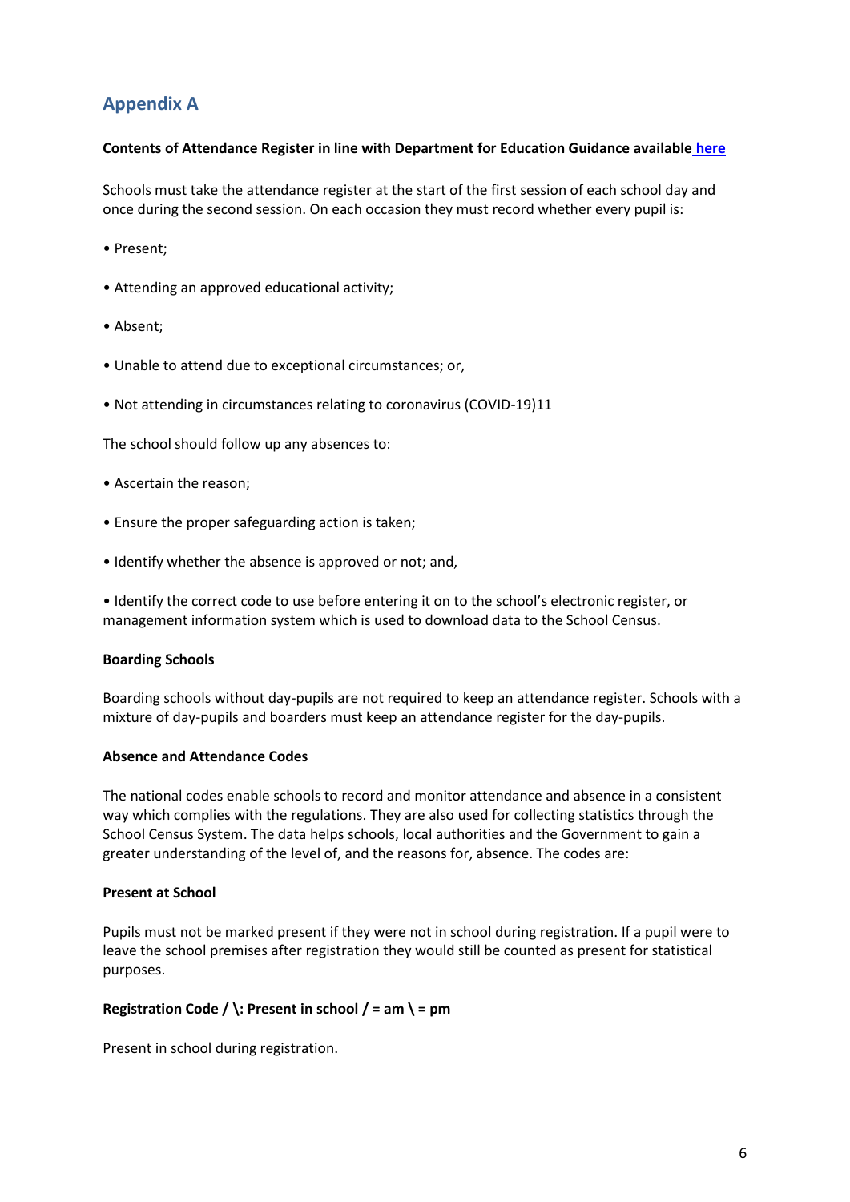## Appendix A

**Contents of Attendance Register in line with Department for Education Guidance available here**

Schools must take the attendance register at the start of the first session of each school day and once during the second session. On each occasion they must record whether every pupil is:

- Present;
- Attending an approved educational activity;
- Absent;
- Unable to attend due to exceptional circumstances; or,
- Not attending in circumstances relating to coronavirus (COVID-19)11

The school should follow up any absences to:

- Ascertain the reason;
- Ensure the proper safeguarding action is taken;
- Identify whether the absence is approved or not; and,
- Identify the correct code to use before entering it on to the school's electronic register, or management information system which is used to download data to the School Census.

**Boarding Schools**

Boarding schools without day-pupils are not required to keep an attendance register. Schools with a mixture of day-pupils and boarders must keep an attendance register for the day-pupils.

**Absence and Attendance Codes**

The national codes enable schools to record and monitor attendance and absence in a consistent way which complies with the regulations. They are also used for collecting statistics through the School Census System. The data helps schools, local authorities and the Government to gain a greater understanding of the level of, and the reasons for, absence. The codes are:

**Present at School**

Pupils must not be marked present if they were not in school during registration. If a pupil were to leave the school premises after registration they would still be counted as present for statistical purposes.

**Registration Code / \: Present in school / = am \ = pm**

Present in school during registration.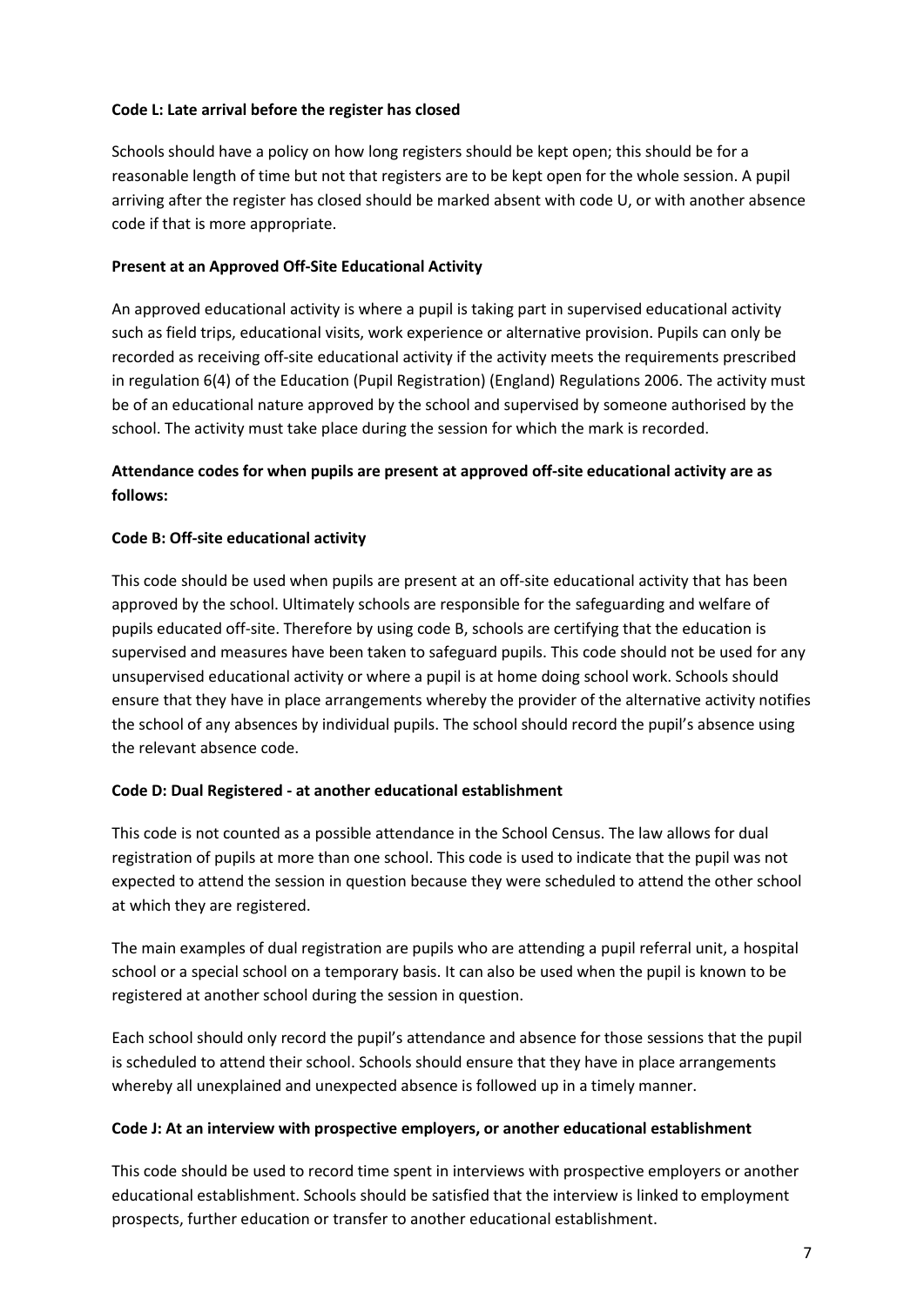**Code L: Late arrival before the register has closed**

Schools should have a policy on how long registers should be kept open; this should be for a reasonable length of time but not that registers are to be kept open for the whole session. A pupil arriving after the register has closed should be marked absent with code U, or with another absence code if that is more appropriate.

**Present at an Approved Off-Site Educational Activity**

An approved educational activity is where a pupil is taking part in supervised educational activity such as field trips, educational visits, work experience or alternative provision. Pupils can only be recorded as receiving off-site educational activity if the activity meets the requirements prescribed in regulation 6(4) of the Education (Pupil Registration) (England) Regulations 2006. The activity must be of an educational nature approved by the school and supervised by someone authorised by the school. The activity must take place during the session for which the mark is recorded.

**Attendance codes for when pupils are present at approved off-site educational activity are as follows:**

**Code B: Off-site educational activity**

This code should be used when pupils are present at an off-site educational activity that has been approved by the school. Ultimately schools are responsible for the safeguarding and welfare of pupils educated off-site. Therefore by using code B, schools are certifying that the education is supervised and measures have been taken to safeguard pupils. This code should not be used for any unsupervised educational activity or where a pupil is at home doing school work. Schools should ensure that they have in place arrangements whereby the provider of the alternative activity notifies the school of any absences by individual pupils. The school should record the pupil's absence using the relevant absence code.

**Code D: Dual Registered - at another educational establishment**

This code is not counted as a possible attendance in the School Census. The law allows for dual registration of pupils at more than one school. This code is used to indicate that the pupil was not expected to attend the session in question because they were scheduled to attend the other school at which they are registered.

The main examples of dual registration are pupils who are attending a pupil referral unit, a hospital school or a special school on a temporary basis. It can also be used when the pupil is known to be registered at another school during the session in question.

Each school should only record the pupil's attendance and absence for those sessions that the pupil is scheduled to attend their school. Schools should ensure that they have in place arrangements whereby all unexplained and unexpected absence is followed up in a timely manner.

**Code J: At an interview with prospective employers, or another educational establishment**

This code should be used to record time spent in interviews with prospective employers or another educational establishment. Schools should be satisfied that the interview is linked to employment prospects, further education or transfer to another educational establishment.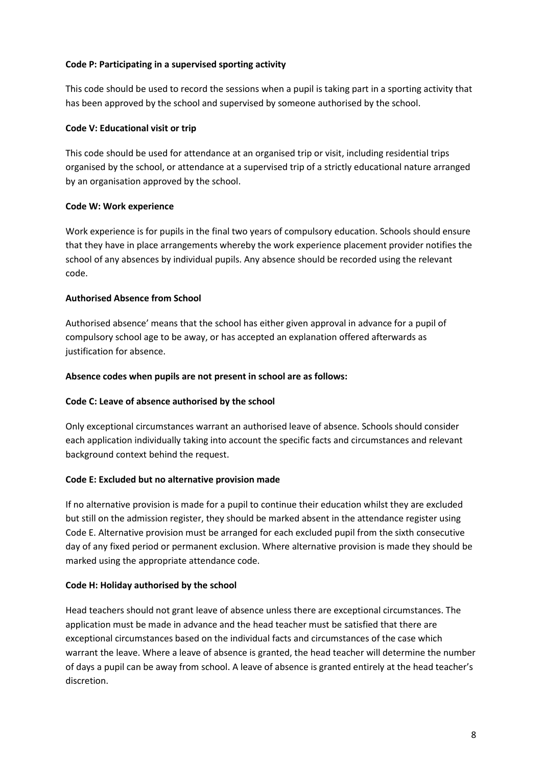**Code P: Participating in a supervised sporting activity**

This code should be used to record the sessions when a pupil is taking part in a sporting activity that has been approved by the school and supervised by someone authorised by the school.

**Code V: Educational visit or trip**

This code should be used for attendance at an organised trip or visit, including residential trips organised by the school, or attendance at a supervised trip of a strictly educational nature arranged by an organisation approved by the school.

**Code W: Work experience**

Work experience is for pupils in the final two years of compulsory education. Schools should ensure that they have in place arrangements whereby the work experience placement provider notifies the school of any absences by individual pupils. Any absence should be recorded using the relevant code.

**Authorised Absence from School**

Authorised absence' means that the school has either given approval in advance for a pupil of compulsory school age to be away, or has accepted an explanation offered afterwards as justification for absence.

**Absence codes when pupils are not present in school are as follows:**

**Code C: Leave of absence authorised by the school**

Only exceptional circumstances warrant an authorised leave of absence. Schools should consider each application individually taking into account the specific facts and circumstances and relevant background context behind the request.

**Code E: Excluded but no alternative provision made**

If no alternative provision is made for a pupil to continue their education whilst they are excluded but still on the admission register, they should be marked absent in the attendance register using Code E. Alternative provision must be arranged for each excluded pupil from the sixth consecutive day of any fixed period or permanent exclusion. Where alternative provision is made they should be marked using the appropriate attendance code.

**Code H: Holiday authorised by the school**

Head teachers should not grant leave of absence unless there are exceptional circumstances. The application must be made in advance and the head teacher must be satisfied that there are exceptional circumstances based on the individual facts and circumstances of the case which warrant the leave. Where a leave of absence is granted, the head teacher will determine the number of days a pupil can be away from school. A leave of absence is granted entirely at the head teacher's discretion.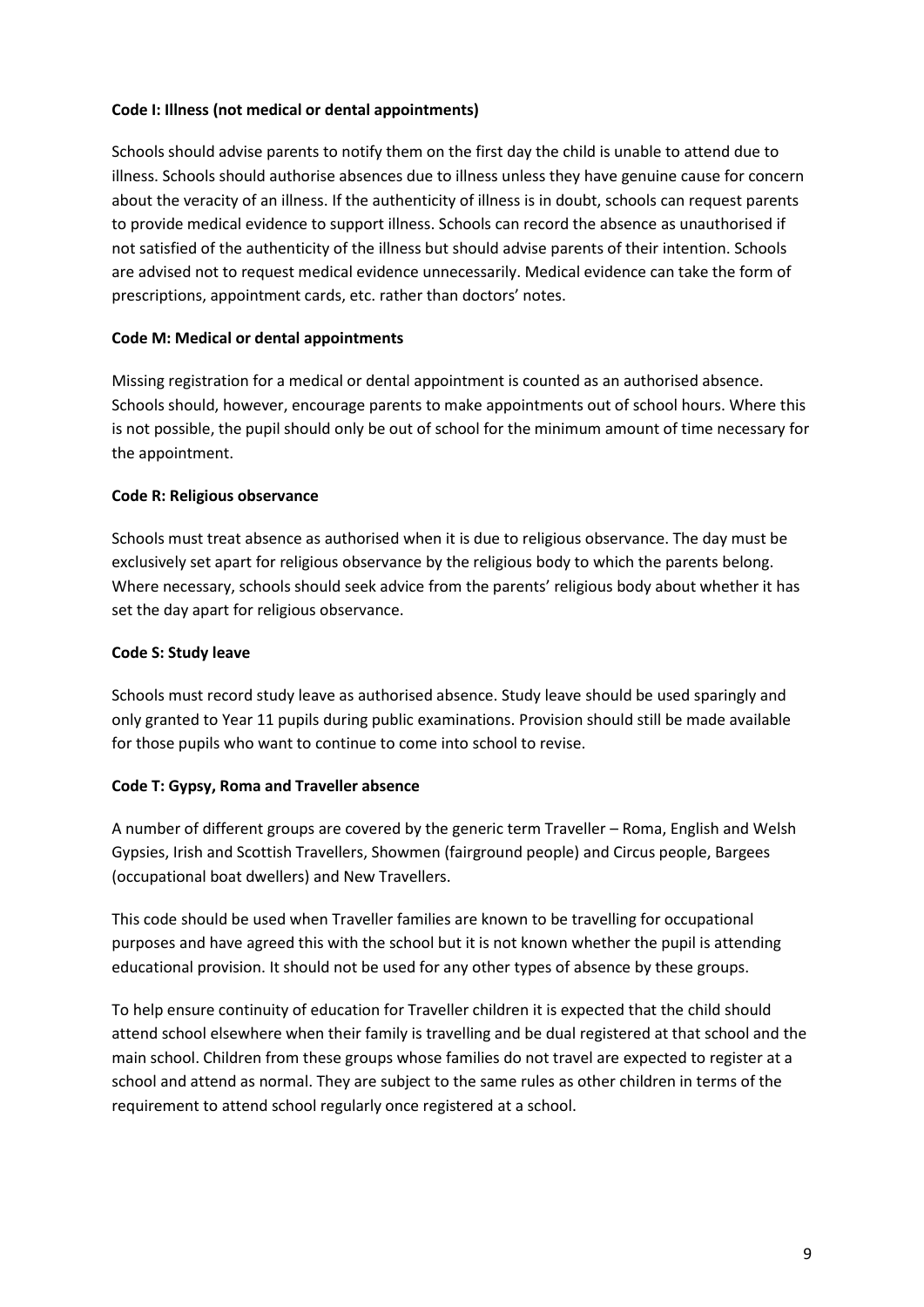**Code I: Illness (not medical or dental appointments)**

Schools should advise parents to notify them on the first day the child is unable to attend due to illness. Schools should authorise absences due to illness unless they have genuine cause for concern about the veracity of an illness. If the authenticity of illness is in doubt, schools can request parents to provide medical evidence to support illness. Schools can record the absence as unauthorised if not satisfied of the authenticity of the illness but should advise parents of their intention. Schools are advised not to request medical evidence unnecessarily. Medical evidence can take the form of prescriptions, appointment cards, etc. rather than doctors' notes.

**Code M: Medical or dental appointments**

Missing registration for a medical or dental appointment is counted as an authorised absence. Schools should, however, encourage parents to make appointments out of school hours. Where this is not possible, the pupil should only be out of school for the minimum amount of time necessary for the appointment.

**Code R: Religious observance**

Schools must treat absence as authorised when it is due to religious observance. The day must be exclusively set apart for religious observance by the religious body to which the parents belong. Where necessary, schools should seek advice from the parents' religious body about whether it has set the day apart for religious observance.

**Code S: Study leave**

Schools must record study leave as authorised absence. Study leave should be used sparingly and only granted to Year 11 pupils during public examinations. Provision should still be made available for those pupils who want to continue to come into school to revise.

**Code T: Gypsy, Roma and Traveller absence**

A number of different groups are covered by the generic term Traveller – Roma, English and Welsh Gypsies, Irish and Scottish Travellers, Showmen (fairground people) and Circus people, Bargees (occupational boat dwellers) and New Travellers.

This code should be used when Traveller families are known to be travelling for occupational purposes and have agreed this with the school but it is not known whether the pupil is attending educational provision. It should not be used for any other types of absence by these groups.

To help ensure continuity of education for Traveller children it is expected that the child should attend school elsewhere when their family is travelling and be dual registered at that school and the main school. Children from these groups whose families do not travel are expected to register at a school and attend as normal. They are subject to the same rules as other children in terms of the requirement to attend school regularly once registered at a school.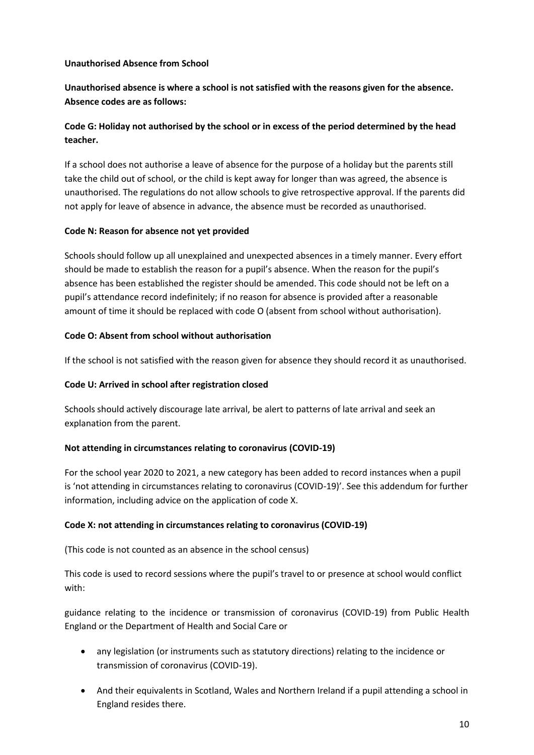**Unauthorised Absence from School**

**Unauthorised absence is where a school is not satisfied with the reasons given for the absence. Absence codes are as follows:**

**Code G: Holiday not authorised by the school or in excess of the period determined by the head teacher.**

If a school does not authorise a leave of absence for the purpose of a holiday but the parents still take the child out of school, or the child is kept away for longer than was agreed, the absence is unauthorised. The regulations do not allow schools to give retrospective approval. If the parents did not apply for leave of absence in advance, the absence must be recorded as unauthorised.

**Code N: Reason for absence not yet provided**

Schools should follow up all unexplained and unexpected absences in a timely manner. Every effort should be made to establish the reason for a pupil's absence. When the reason for the pupil's absence has been established the register should be amended. This code should not be left on a pupil's attendance record indefinitely; if no reason for absence is provided after a reasonable amount of time it should be replaced with code O (absent from school without authorisation).

**Code O: Absent from school without authorisation**

If the school is not satisfied with the reason given for absence they should record it as unauthorised.

**Code U: Arrived in school after registration closed**

Schools should actively discourage late arrival, be alert to patterns of late arrival and seek an explanation from the parent.

**Not attending in circumstances relating to coronavirus (COVID-19)**

For the school year 2020 to 2021, a new category has been added to record instances when a pupil is 'not attending in circumstances relating to coronavirus (COVID-19)'. See this addendum for further information, including advice on the application of code X.

**Code X: not attending in circumstances relating to coronavirus (COVID-19)**

(This code is not counted as an absence in the school census)

This code is used to record sessions where the pupil's travel to or presence at school would conflict with:

guidance relating to the incidence or transmission of coronavirus (COVID-19) from Public Health England or the Department of Health and Social Care or

- any legislation (or instruments such as statutory directions) relating to the incidence or transmission of coronavirus (COVID-19).
- And their equivalents in Scotland, Wales and Northern Ireland if a pupil attending a school in England resides there.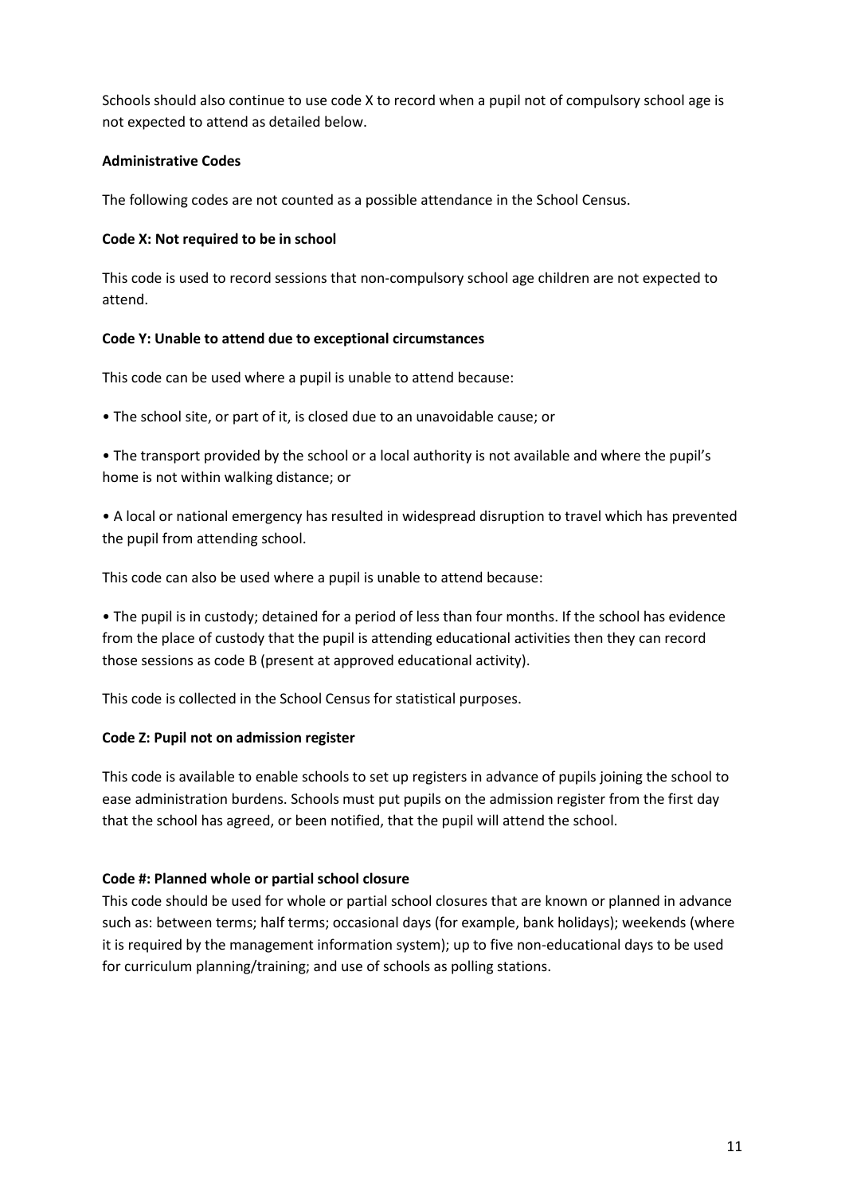Schools should also continue to use code X to record when a pupil not of compulsory school age is not expected to attend as detailed below.

**Administrative Codes**

The following codes are not counted as a possible attendance in the School Census.

**Code X: Not required to be in school**

This code is used to record sessions that non-compulsory school age children are not expected to attend.

**Code Y: Unable to attend due to exceptional circumstances**

This code can be used where a pupil is unable to attend because:

- The school site, or part of it, is closed due to an unavoidable cause; or
- The transport provided by the school or a local authority is not available and where the pupil's home is not within walking distance; or
- A local or national emergency has resulted in widespread disruption to travel which has prevented the pupil from attending school.

This code can also be used where a pupil is unable to attend because:

- The pupil is in custody; detained for a period of less than four months. If the school has evidence from the place of custody that the pupil is attending educational activities then they can record those sessions as code B (present at approved educational activity).

This code is collected in the School Census for statistical purposes.

**Code Z: Pupil not on admission register**

This code is available to enable schools to set up registers in advance of pupils joining the school to ease administration burdens. Schools must put pupils on the admission register from the first day that the school has agreed, or been notified, that the pupil will attend the school.

**Code #: Planned whole or partial school closure**

This code should be used for whole or partial school closures that are known or planned in advance such as: between terms; half terms; occasional days (for example, bank holidays); weekends (where it is required by the management information system); up to five non-educational days to be used for curriculum planning/training; and use of schools as polling stations.